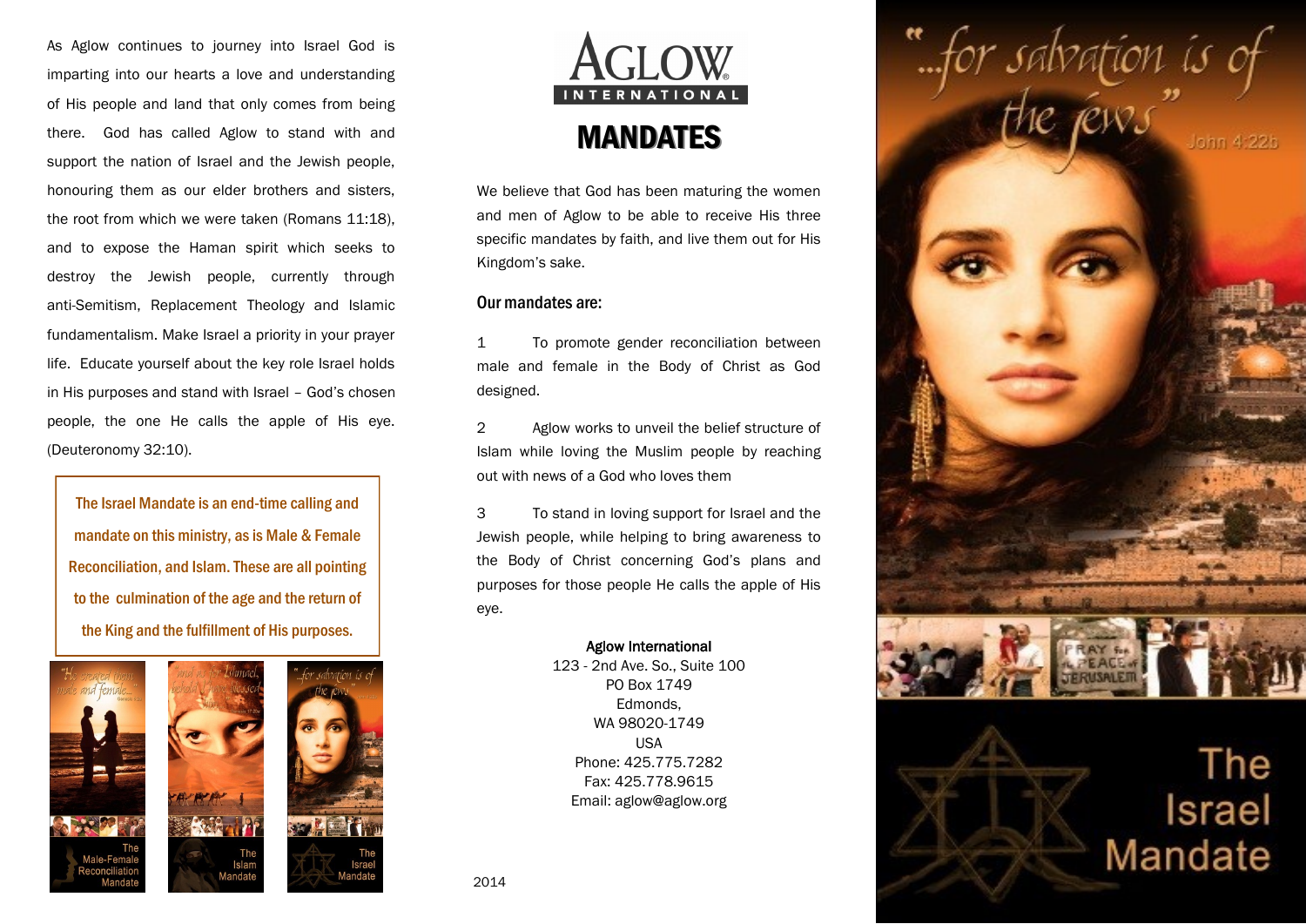As Aglow continues to journey into Israel God is imparting into our hearts a love and understanding of His people and land that only comes from being there. God has called Aglow to stand with and support the nation of Israel and the Jewish people, honouring them as our elder brothers and sisters, the root from which we were taken (Romans 11:18), and to expose the Haman spirit which seeks to destroy the Jewish people, currently through anti-Semitism, Replacement Theology and Islamic fundamentalism. Make Israel a priority in your prayer life. Educate yourself about the key role Israel holds in His purposes and stand with Israel – God's chosen people, the one He calls the apple of His eye. (Deuteronomy 32:10).

> The Israel Mandate is an end-time calling and mandate on this ministry, as is Male & Female Reconciliation, and Islam. These are all pointing to the culmination of the age and the return of the King and the fulfillment of His purposes.

"He created them male and female..."

The Male-Female Reconciliation Mandate

"...and as for Ishmael, behold, I have blessed him..."

The Islam Mandate

"...for salvation is of the Jews"

The Israel Mandate

AGLOW INTERNATIONAL

# MANDATES

We believe that God has been maturing the women and men of Aglow to be able to receive His three specific mandates by faith, and live them out for His Kingdom's sake.

## Our mandates are:

1. To promote gender reconciliation between male and female in the Body of Christ as God designed.

2. Aglow works to unveil the belief structure of Islam while loving the Muslim people by reaching out with news of a God who loves them

3. To stand in loving support for Israel and the Jewish people, while helping to bring awareness to the Body of Christ concerning God's plans and purposes for those people He calls the apple of His eye.

**Aglow International**
123 - 2nd Ave. So., Suite 100
PO Box 1749
Edmonds,
WA 98020-1749
USA
Phone: 425.775.7282
Fax: 425.778.9615
Email: aglow@aglow.org

2014

"...for salvation is of the Jews" John 4:22b

PRAY for the PEACE of JERUSALEM

# The Israel Mandate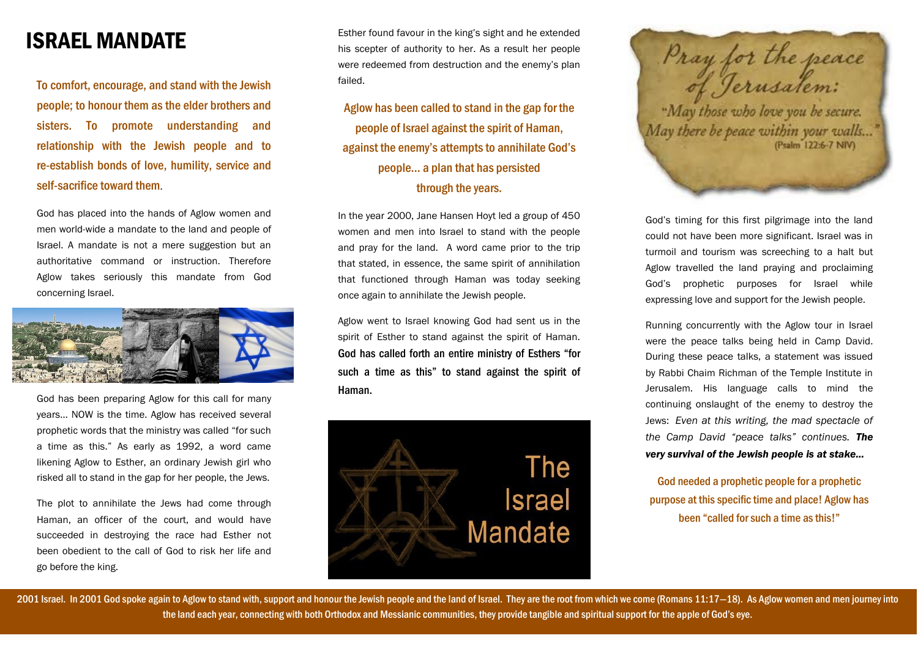# ISRAEL MANDATE

**To comfort, encourage, and stand with the Jewish people; to honour them as the elder brothers and sisters. To promote understanding and relationship with the Jewish people and to re-establish bonds of love, humility, service and self-sacrifice toward them.**

God has placed into the hands of Aglow women and men world-wide a mandate to the land and people of Israel. A mandate is not a mere suggestion but an authoritative command or instruction. Therefore Aglow takes seriously this mandate from God concerning Israel.

God has been preparing Aglow for this call for many years… NOW is the time. Aglow has received several prophetic words that the ministry was called "for such a time as this." As early as 1992, a word came likening Aglow to Esther, an ordinary Jewish girl who risked all to stand in the gap for her people, the Jews.

The plot to annihilate the Jews had come through Haman, an officer of the court, and would have succeeded in destroying the race had Esther not been obedient to the call of God to risk her life and go before the king.

Esther found favour in the king's sight and he extended his scepter of authority to her. As a result her people were redeemed from destruction and the enemy's plan failed.

**Aglow has been called to stand in the gap for the people of Israel against the spirit of Haman, against the enemy's attempts to annihilate God's people… a plan that has persisted through the years.**

In the year 2000, Jane Hansen Hoyt led a group of 450 women and men into Israel to stand with the people and pray for the land. A word came prior to the trip that stated, in essence, the same spirit of annihilation that functioned through Haman was today seeking once again to annihilate the Jewish people.

Aglow went to Israel knowing God had sent us in the spirit of Esther to stand against the spirit of Haman. **God has called forth an entire ministry of Esthers "for such a time as this" to stand against the spirit of Haman.**

The Israel Mandate

Pray for the peace of Jerusalem:
"May those who love you be secure.
May there be peace within your walls…"
(Psalm 122:6-7 NIV)

God's timing for this first pilgrimage into the land could not have been more significant. Israel was in turmoil and tourism was screeching to a halt but Aglow travelled the land praying and proclaiming God's prophetic purposes for Israel while expressing love and support for the Jewish people.

Running concurrently with the Aglow tour in Israel were the peace talks being held in Camp David. During these peace talks, a statement was issued by Rabbi Chaim Richman of the Temple Institute in Jerusalem. His language calls to mind the continuing onslaught of the enemy to destroy the Jews: *Even at this writing, the mad spectacle of the Camp David "peace talks" continues.* ***The very survival of the Jewish people is at stake…***

**God needed a prophetic people for a prophetic purpose at this specific time and place! Aglow has been "called for such a time as this!"**

2001 Israel. In 2001 God spoke again to Aglow to stand with, support and honour the Jewish people and the land of Israel. They are the root from which we come (Romans 11:17–18). As Aglow women and men journey into the land each year, connecting with both Orthodox and Messianic communities, they provide tangible and spiritual support for the apple of God's eye.